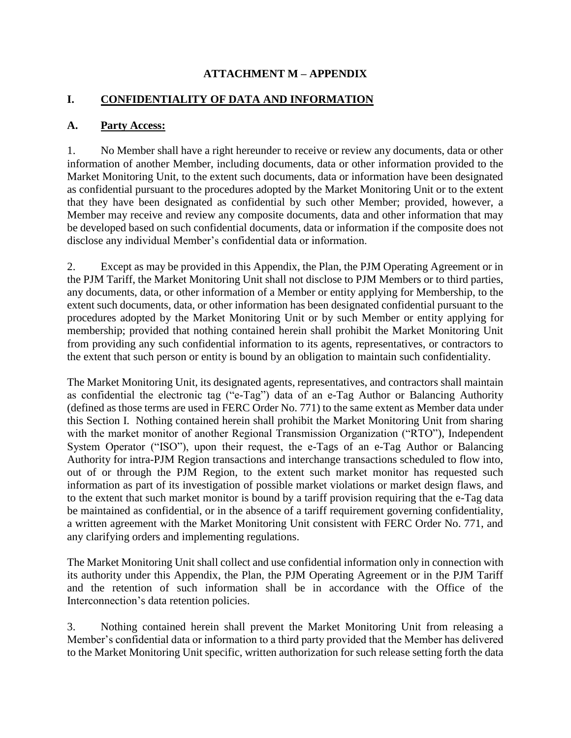## ATTACHMENT M – APPENDIX

## I. CONFIDENTIALITY OF DATA AND INFORMATION

### A. Party Access:

1. No Member shall have a right hereunder to receive or review any documents, data or other information of another Member, including documents, data or other information provided to the Market Monitoring Unit, to the extent such documents, data or information have been designated as confidential pursuant to the procedures adopted by the Market Monitoring Unit or to the extent that they have been designated as confidential by such other Member; provided, however, a Member may receive and review any composite documents, data and other information that may be developed based on such confidential documents, data or information if the composite does not disclose any individual Member's confidential data or information.

2. Except as may be provided in this Appendix, the Plan, the PJM Operating Agreement or in the PJM Tariff, the Market Monitoring Unit shall not disclose to PJM Members or to third parties, any documents, data, or other information of a Member or entity applying for Membership, to the extent such documents, data, or other information has been designated confidential pursuant to the procedures adopted by the Market Monitoring Unit or by such Member or entity applying for membership; provided that nothing contained herein shall prohibit the Market Monitoring Unit from providing any such confidential information to its agents, representatives, or contractors to the extent that such person or entity is bound by an obligation to maintain such confidentiality.

The Market Monitoring Unit, its designated agents, representatives, and contractors shall maintain as confidential the electronic tag ("e-Tag") data of an e-Tag Author or Balancing Authority (defined as those terms are used in FERC Order No. 771) to the same extent as Member data under this Section I. Nothing contained herein shall prohibit the Market Monitoring Unit from sharing with the market monitor of another Regional Transmission Organization ("RTO"), Independent System Operator ("ISO"), upon their request, the e-Tags of an e-Tag Author or Balancing Authority for intra-PJM Region transactions and interchange transactions scheduled to flow into, out of or through the PJM Region, to the extent such market monitor has requested such information as part of its investigation of possible market violations or market design flaws, and to the extent that such market monitor is bound by a tariff provision requiring that the e-Tag data be maintained as confidential, or in the absence of a tariff requirement governing confidentiality, a written agreement with the Market Monitoring Unit consistent with FERC Order No. 771, and any clarifying orders and implementing regulations.

The Market Monitoring Unit shall collect and use confidential information only in connection with its authority under this Appendix, the Plan, the PJM Operating Agreement or in the PJM Tariff and the retention of such information shall be in accordance with the Office of the Interconnection's data retention policies.

3. Nothing contained herein shall prevent the Market Monitoring Unit from releasing a Member's confidential data or information to a third party provided that the Member has delivered to the Market Monitoring Unit specific, written authorization for such release setting forth the data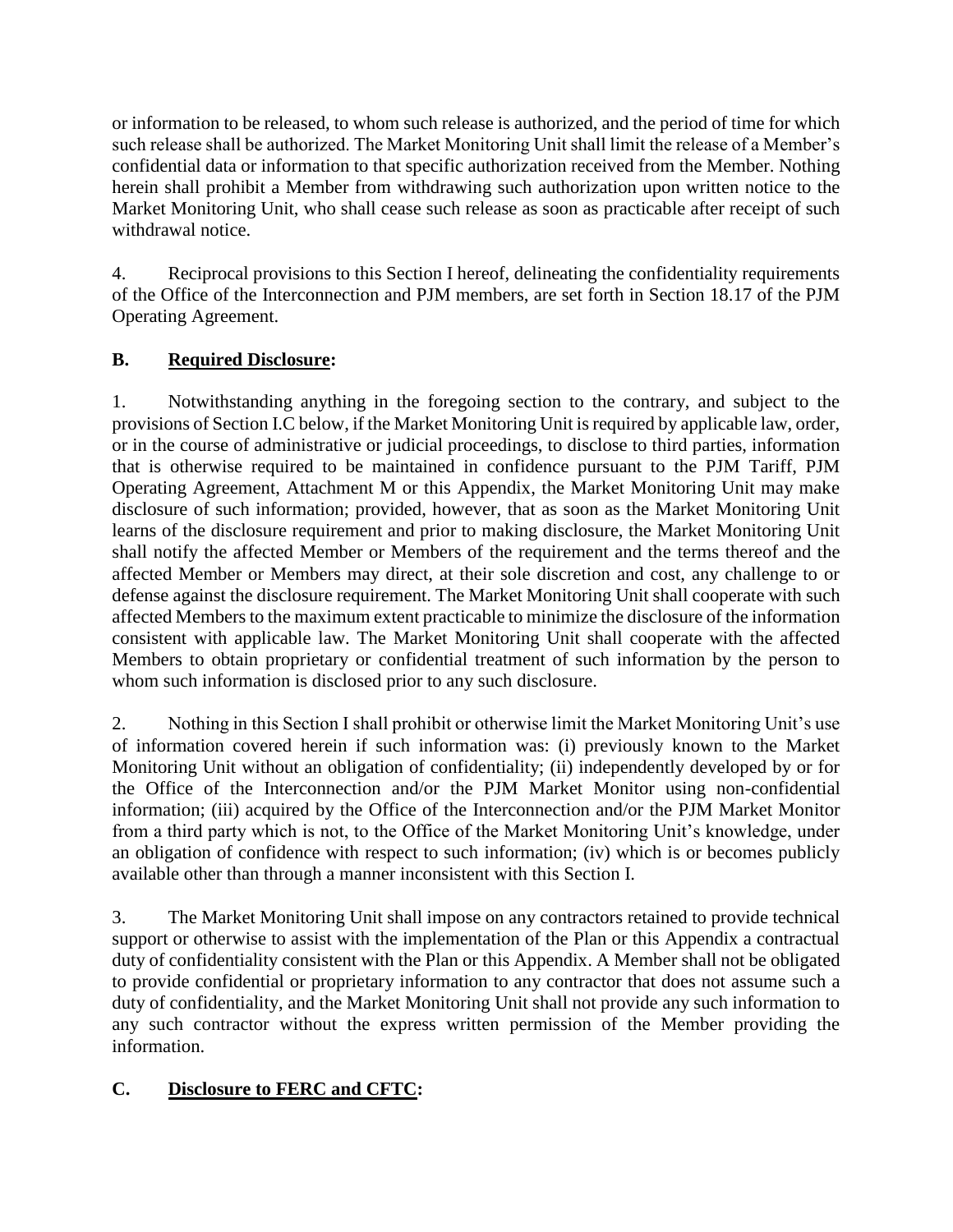or information to be released, to whom such release is authorized, and the period of time for which such release shall be authorized. The Market Monitoring Unit shall limit the release of a Member's confidential data or information to that specific authorization received from the Member. Nothing herein shall prohibit a Member from withdrawing such authorization upon written notice to the Market Monitoring Unit, who shall cease such release as soon as practicable after receipt of such withdrawal notice.

4. Reciprocal provisions to this Section I hereof, delineating the confidentiality requirements of the Office of the Interconnection and PJM members, are set forth in Section 18.17 of the PJM Operating Agreement.

**B. Required Disclosure:**

1. Notwithstanding anything in the foregoing section to the contrary, and subject to the provisions of Section I.C below, if the Market Monitoring Unit is required by applicable law, order, or in the course of administrative or judicial proceedings, to disclose to third parties, information that is otherwise required to be maintained in confidence pursuant to the PJM Tariff, PJM Operating Agreement, Attachment M or this Appendix, the Market Monitoring Unit may make disclosure of such information; provided, however, that as soon as the Market Monitoring Unit learns of the disclosure requirement and prior to making disclosure, the Market Monitoring Unit shall notify the affected Member or Members of the requirement and the terms thereof and the affected Member or Members may direct, at their sole discretion and cost, any challenge to or defense against the disclosure requirement. The Market Monitoring Unit shall cooperate with such affected Members to the maximum extent practicable to minimize the disclosure of the information consistent with applicable law. The Market Monitoring Unit shall cooperate with the affected Members to obtain proprietary or confidential treatment of such information by the person to whom such information is disclosed prior to any such disclosure.

2. Nothing in this Section I shall prohibit or otherwise limit the Market Monitoring Unit's use of information covered herein if such information was: (i) previously known to the Market Monitoring Unit without an obligation of confidentiality; (ii) independently developed by or for the Office of the Interconnection and/or the PJM Market Monitor using non-confidential information; (iii) acquired by the Office of the Interconnection and/or the PJM Market Monitor from a third party which is not, to the Office of the Market Monitoring Unit's knowledge, under an obligation of confidence with respect to such information; (iv) which is or becomes publicly available other than through a manner inconsistent with this Section I.

3. The Market Monitoring Unit shall impose on any contractors retained to provide technical support or otherwise to assist with the implementation of the Plan or this Appendix a contractual duty of confidentiality consistent with the Plan or this Appendix. A Member shall not be obligated to provide confidential or proprietary information to any contractor that does not assume such a duty of confidentiality, and the Market Monitoring Unit shall not provide any such information to any such contractor without the express written permission of the Member providing the information.

**C. Disclosure to FERC and CFTC:**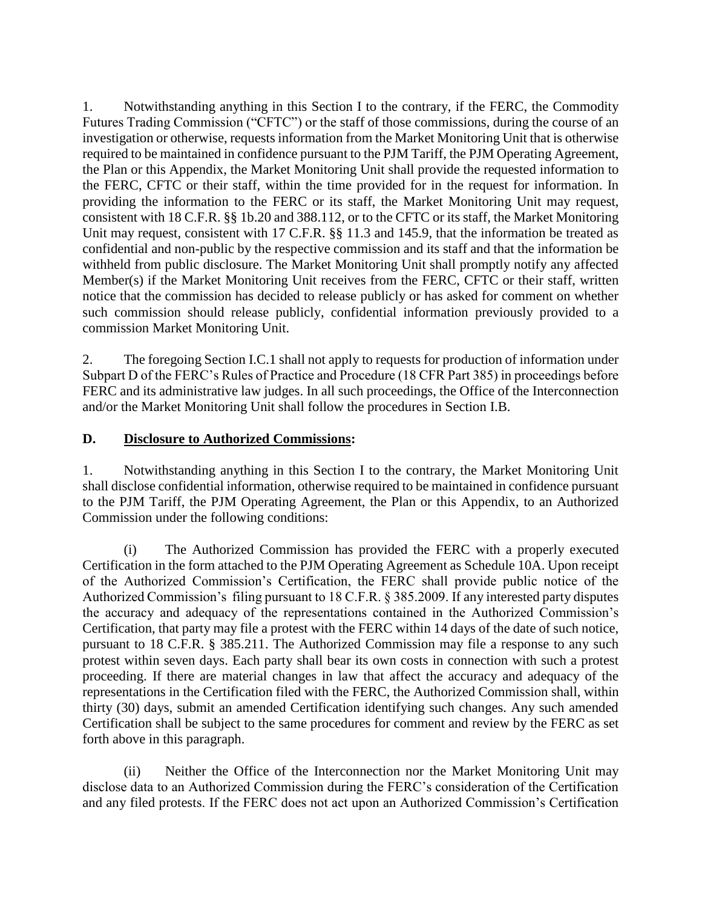1. Notwithstanding anything in this Section I to the contrary, if the FERC, the Commodity Futures Trading Commission ("CFTC") or the staff of those commissions, during the course of an investigation or otherwise, requests information from the Market Monitoring Unit that is otherwise required to be maintained in confidence pursuant to the PJM Tariff, the PJM Operating Agreement, the Plan or this Appendix, the Market Monitoring Unit shall provide the requested information to the FERC, CFTC or their staff, within the time provided for in the request for information. In providing the information to the FERC or its staff, the Market Monitoring Unit may request, consistent with 18 C.F.R. §§ 1b.20 and 388.112, or to the CFTC or its staff, the Market Monitoring Unit may request, consistent with 17 C.F.R. §§ 11.3 and 145.9, that the information be treated as confidential and non-public by the respective commission and its staff and that the information be withheld from public disclosure. The Market Monitoring Unit shall promptly notify any affected Member(s) if the Market Monitoring Unit receives from the FERC, CFTC or their staff, written notice that the commission has decided to release publicly or has asked for comment on whether such commission should release publicly, confidential information previously provided to a commission Market Monitoring Unit.

2. The foregoing Section I.C.1 shall not apply to requests for production of information under Subpart D of the FERC's Rules of Practice and Procedure (18 CFR Part 385) in proceedings before FERC and its administrative law judges. In all such proceedings, the Office of the Interconnection and/or the Market Monitoring Unit shall follow the procedures in Section I.B.

**D. Disclosure to Authorized Commissions:**

1. Notwithstanding anything in this Section I to the contrary, the Market Monitoring Unit shall disclose confidential information, otherwise required to be maintained in confidence pursuant to the PJM Tariff, the PJM Operating Agreement, the Plan or this Appendix, to an Authorized Commission under the following conditions:

(i) The Authorized Commission has provided the FERC with a properly executed Certification in the form attached to the PJM Operating Agreement as Schedule 10A. Upon receipt of the Authorized Commission's Certification, the FERC shall provide public notice of the Authorized Commission's filing pursuant to 18 C.F.R. § 385.2009. If any interested party disputes the accuracy and adequacy of the representations contained in the Authorized Commission's Certification, that party may file a protest with the FERC within 14 days of the date of such notice, pursuant to 18 C.F.R. § 385.211. The Authorized Commission may file a response to any such protest within seven days. Each party shall bear its own costs in connection with such a protest proceeding. If there are material changes in law that affect the accuracy and adequacy of the representations in the Certification filed with the FERC, the Authorized Commission shall, within thirty (30) days, submit an amended Certification identifying such changes. Any such amended Certification shall be subject to the same procedures for comment and review by the FERC as set forth above in this paragraph.

(ii) Neither the Office of the Interconnection nor the Market Monitoring Unit may disclose data to an Authorized Commission during the FERC's consideration of the Certification and any filed protests. If the FERC does not act upon an Authorized Commission's Certification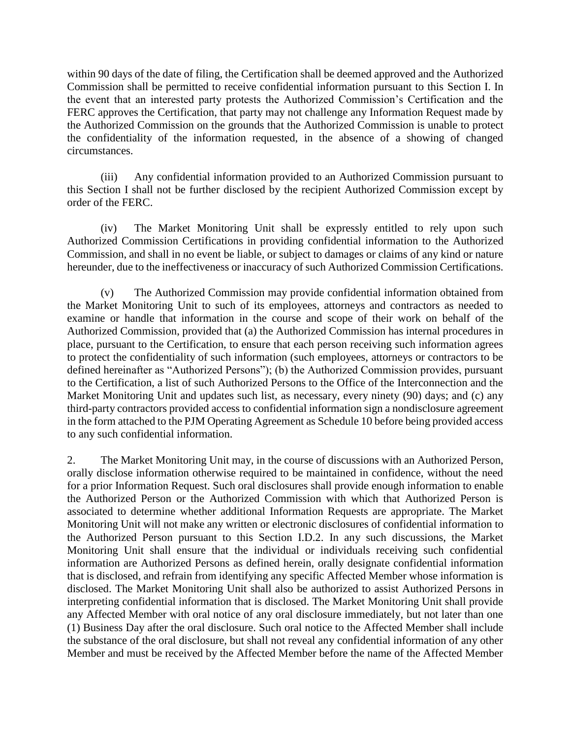within 90 days of the date of filing, the Certification shall be deemed approved and the Authorized Commission shall be permitted to receive confidential information pursuant to this Section I. In the event that an interested party protests the Authorized Commission's Certification and the FERC approves the Certification, that party may not challenge any Information Request made by the Authorized Commission on the grounds that the Authorized Commission is unable to protect the confidentiality of the information requested, in the absence of a showing of changed circumstances.

(iii) Any confidential information provided to an Authorized Commission pursuant to this Section I shall not be further disclosed by the recipient Authorized Commission except by order of the FERC.

(iv) The Market Monitoring Unit shall be expressly entitled to rely upon such Authorized Commission Certifications in providing confidential information to the Authorized Commission, and shall in no event be liable, or subject to damages or claims of any kind or nature hereunder, due to the ineffectiveness or inaccuracy of such Authorized Commission Certifications.

(v) The Authorized Commission may provide confidential information obtained from the Market Monitoring Unit to such of its employees, attorneys and contractors as needed to examine or handle that information in the course and scope of their work on behalf of the Authorized Commission, provided that (a) the Authorized Commission has internal procedures in place, pursuant to the Certification, to ensure that each person receiving such information agrees to protect the confidentiality of such information (such employees, attorneys or contractors to be defined hereinafter as "Authorized Persons"); (b) the Authorized Commission provides, pursuant to the Certification, a list of such Authorized Persons to the Office of the Interconnection and the Market Monitoring Unit and updates such list, as necessary, every ninety (90) days; and (c) any third-party contractors provided access to confidential information sign a nondisclosure agreement in the form attached to the PJM Operating Agreement as Schedule 10 before being provided access to any such confidential information.

2. The Market Monitoring Unit may, in the course of discussions with an Authorized Person, orally disclose information otherwise required to be maintained in confidence, without the need for a prior Information Request. Such oral disclosures shall provide enough information to enable the Authorized Person or the Authorized Commission with which that Authorized Person is associated to determine whether additional Information Requests are appropriate. The Market Monitoring Unit will not make any written or electronic disclosures of confidential information to the Authorized Person pursuant to this Section I.D.2. In any such discussions, the Market Monitoring Unit shall ensure that the individual or individuals receiving such confidential information are Authorized Persons as defined herein, orally designate confidential information that is disclosed, and refrain from identifying any specific Affected Member whose information is disclosed. The Market Monitoring Unit shall also be authorized to assist Authorized Persons in interpreting confidential information that is disclosed. The Market Monitoring Unit shall provide any Affected Member with oral notice of any oral disclosure immediately, but not later than one (1) Business Day after the oral disclosure. Such oral notice to the Affected Member shall include the substance of the oral disclosure, but shall not reveal any confidential information of any other Member and must be received by the Affected Member before the name of the Affected Member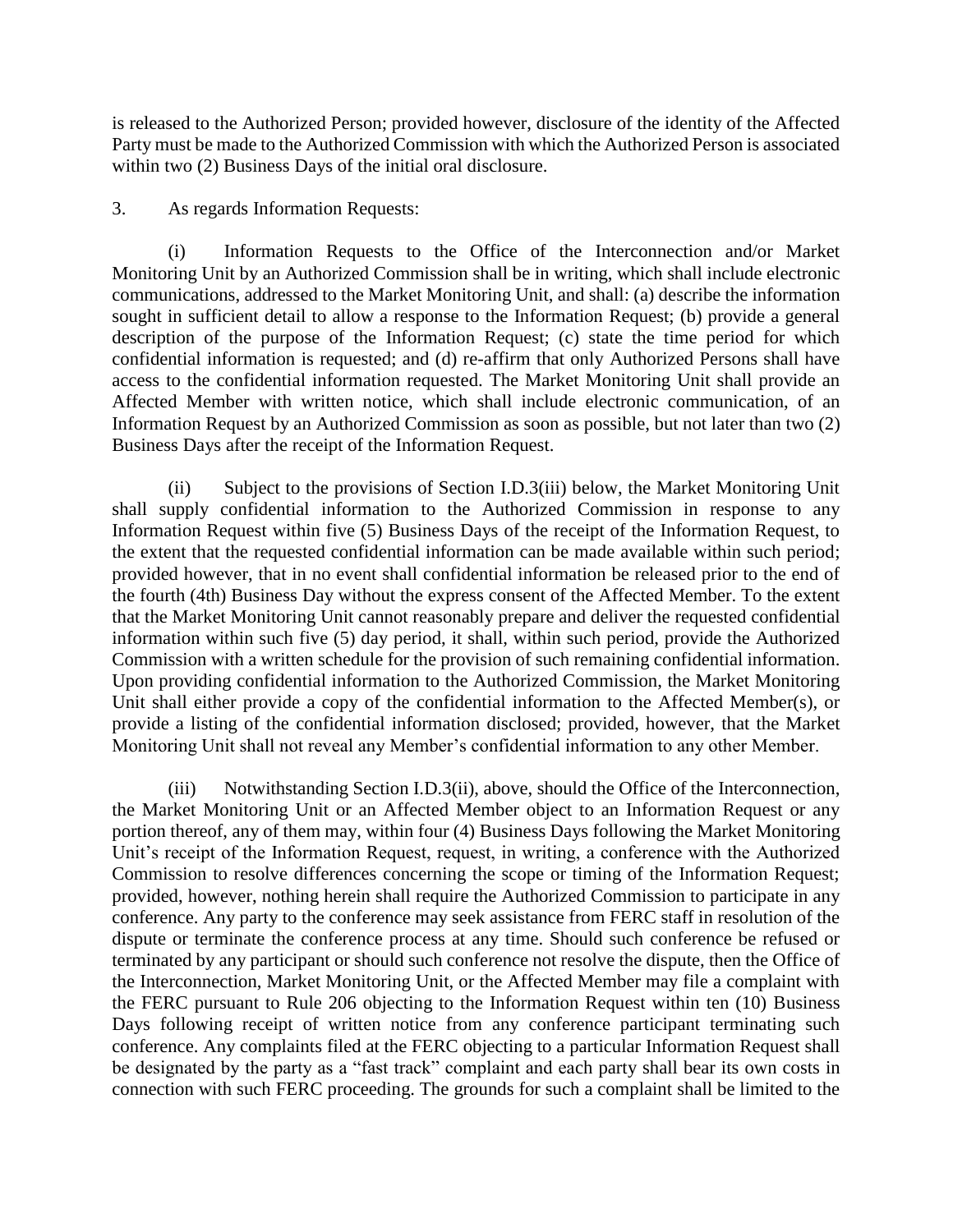is released to the Authorized Person; provided however, disclosure of the identity of the Affected Party must be made to the Authorized Commission with which the Authorized Person is associated within two (2) Business Days of the initial oral disclosure.

3. As regards Information Requests:

(i) Information Requests to the Office of the Interconnection and/or Market Monitoring Unit by an Authorized Commission shall be in writing, which shall include electronic communications, addressed to the Market Monitoring Unit, and shall: (a) describe the information sought in sufficient detail to allow a response to the Information Request; (b) provide a general description of the purpose of the Information Request; (c) state the time period for which confidential information is requested; and (d) re-affirm that only Authorized Persons shall have access to the confidential information requested. The Market Monitoring Unit shall provide an Affected Member with written notice, which shall include electronic communication, of an Information Request by an Authorized Commission as soon as possible, but not later than two (2) Business Days after the receipt of the Information Request.

(ii) Subject to the provisions of Section I.D.3(iii) below, the Market Monitoring Unit shall supply confidential information to the Authorized Commission in response to any Information Request within five (5) Business Days of the receipt of the Information Request, to the extent that the requested confidential information can be made available within such period; provided however, that in no event shall confidential information be released prior to the end of the fourth (4th) Business Day without the express consent of the Affected Member. To the extent that the Market Monitoring Unit cannot reasonably prepare and deliver the requested confidential information within such five (5) day period, it shall, within such period, provide the Authorized Commission with a written schedule for the provision of such remaining confidential information. Upon providing confidential information to the Authorized Commission, the Market Monitoring Unit shall either provide a copy of the confidential information to the Affected Member(s), or provide a listing of the confidential information disclosed; provided, however, that the Market Monitoring Unit shall not reveal any Member's confidential information to any other Member.

(iii) Notwithstanding Section I.D.3(ii), above, should the Office of the Interconnection, the Market Monitoring Unit or an Affected Member object to an Information Request or any portion thereof, any of them may, within four (4) Business Days following the Market Monitoring Unit's receipt of the Information Request, request, in writing, a conference with the Authorized Commission to resolve differences concerning the scope or timing of the Information Request; provided, however, nothing herein shall require the Authorized Commission to participate in any conference. Any party to the conference may seek assistance from FERC staff in resolution of the dispute or terminate the conference process at any time. Should such conference be refused or terminated by any participant or should such conference not resolve the dispute, then the Office of the Interconnection, Market Monitoring Unit, or the Affected Member may file a complaint with the FERC pursuant to Rule 206 objecting to the Information Request within ten (10) Business Days following receipt of written notice from any conference participant terminating such conference. Any complaints filed at the FERC objecting to a particular Information Request shall be designated by the party as a "fast track" complaint and each party shall bear its own costs in connection with such FERC proceeding. The grounds for such a complaint shall be limited to the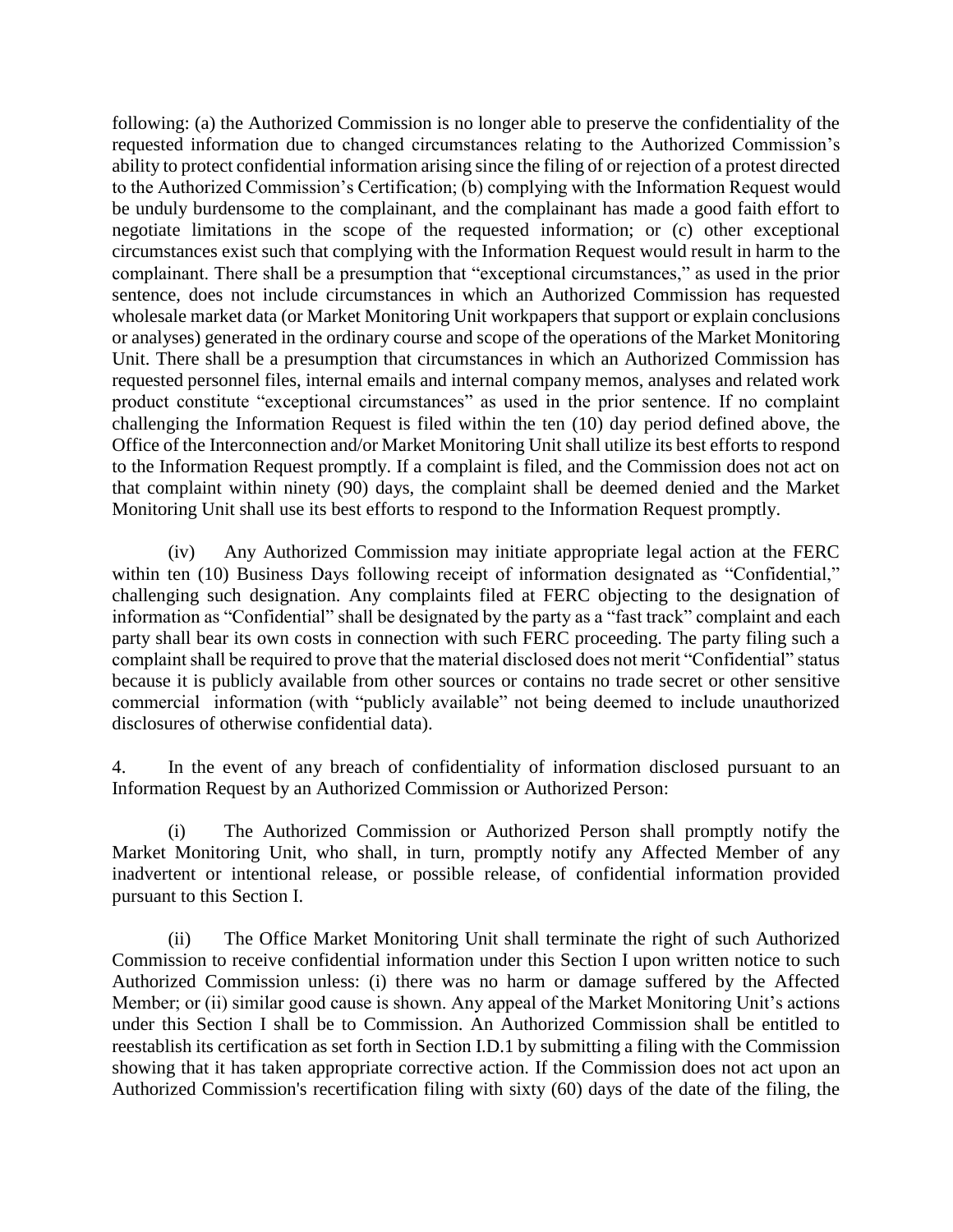following: (a) the Authorized Commission is no longer able to preserve the confidentiality of the requested information due to changed circumstances relating to the Authorized Commission's ability to protect confidential information arising since the filing of or rejection of a protest directed to the Authorized Commission's Certification; (b) complying with the Information Request would be unduly burdensome to the complainant, and the complainant has made a good faith effort to negotiate limitations in the scope of the requested information; or (c) other exceptional circumstances exist such that complying with the Information Request would result in harm to the complainant. There shall be a presumption that "exceptional circumstances," as used in the prior sentence, does not include circumstances in which an Authorized Commission has requested wholesale market data (or Market Monitoring Unit workpapers that support or explain conclusions or analyses) generated in the ordinary course and scope of the operations of the Market Monitoring Unit. There shall be a presumption that circumstances in which an Authorized Commission has requested personnel files, internal emails and internal company memos, analyses and related work product constitute "exceptional circumstances" as used in the prior sentence. If no complaint challenging the Information Request is filed within the ten (10) day period defined above, the Office of the Interconnection and/or Market Monitoring Unit shall utilize its best efforts to respond to the Information Request promptly. If a complaint is filed, and the Commission does not act on that complaint within ninety (90) days, the complaint shall be deemed denied and the Market Monitoring Unit shall use its best efforts to respond to the Information Request promptly.

(iv) Any Authorized Commission may initiate appropriate legal action at the FERC within ten (10) Business Days following receipt of information designated as "Confidential," challenging such designation. Any complaints filed at FERC objecting to the designation of information as "Confidential" shall be designated by the party as a "fast track" complaint and each party shall bear its own costs in connection with such FERC proceeding. The party filing such a complaint shall be required to prove that the material disclosed does not merit "Confidential" status because it is publicly available from other sources or contains no trade secret or other sensitive commercial information (with "publicly available" not being deemed to include unauthorized disclosures of otherwise confidential data).

4. In the event of any breach of confidentiality of information disclosed pursuant to an Information Request by an Authorized Commission or Authorized Person:

(i) The Authorized Commission or Authorized Person shall promptly notify the Market Monitoring Unit, who shall, in turn, promptly notify any Affected Member of any inadvertent or intentional release, or possible release, of confidential information provided pursuant to this Section I.

(ii) The Office Market Monitoring Unit shall terminate the right of such Authorized Commission to receive confidential information under this Section I upon written notice to such Authorized Commission unless: (i) there was no harm or damage suffered by the Affected Member; or (ii) similar good cause is shown. Any appeal of the Market Monitoring Unit's actions under this Section I shall be to Commission. An Authorized Commission shall be entitled to reestablish its certification as set forth in Section I.D.1 by submitting a filing with the Commission showing that it has taken appropriate corrective action. If the Commission does not act upon an Authorized Commission's recertification filing with sixty (60) days of the date of the filing, the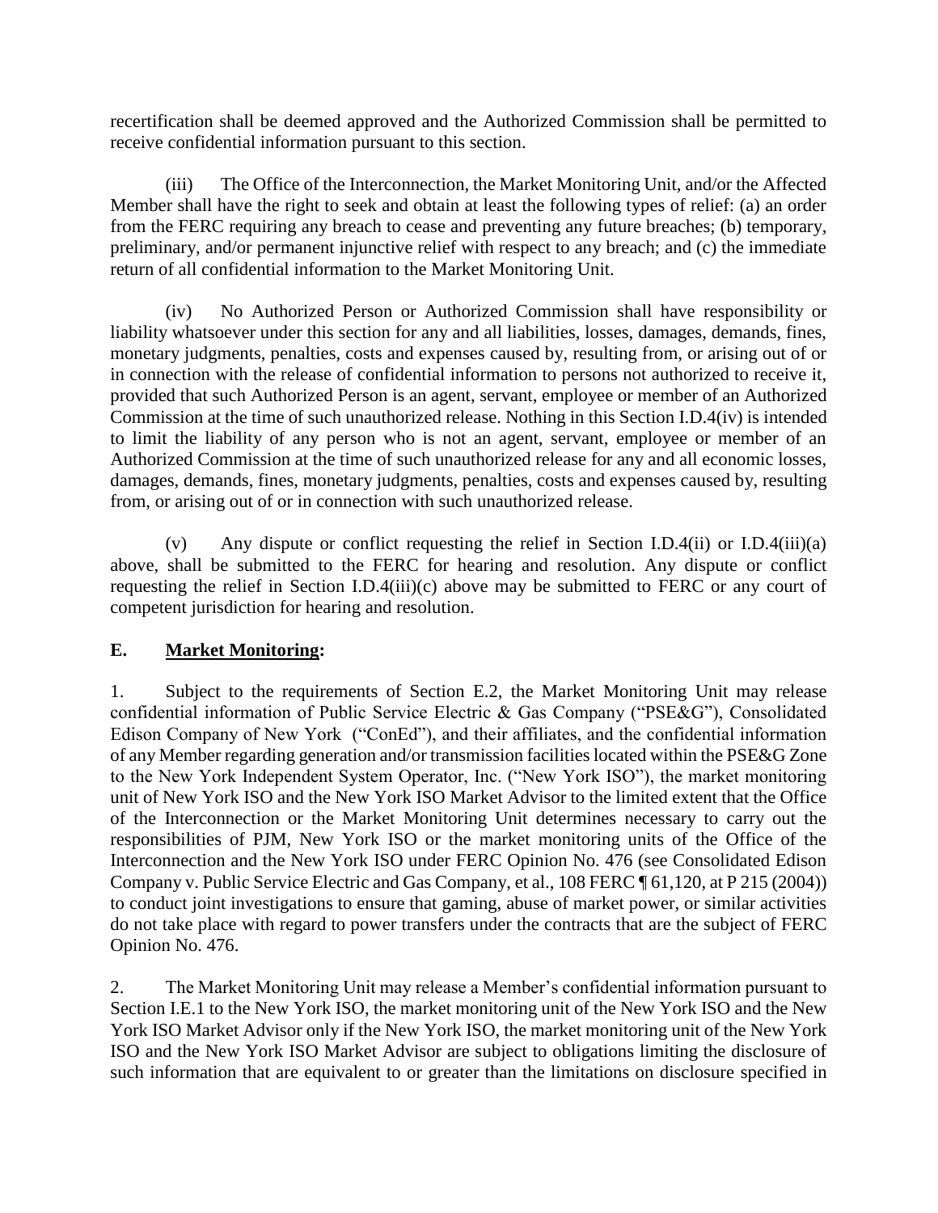recertification shall be deemed approved and the Authorized Commission shall be permitted to receive confidential information pursuant to this section.

(iii) The Office of the Interconnection, the Market Monitoring Unit, and/or the Affected Member shall have the right to seek and obtain at least the following types of relief: (a) an order from the FERC requiring any breach to cease and preventing any future breaches; (b) temporary, preliminary, and/or permanent injunctive relief with respect to any breach; and (c) the immediate return of all confidential information to the Market Monitoring Unit.

(iv) No Authorized Person or Authorized Commission shall have responsibility or liability whatsoever under this section for any and all liabilities, losses, damages, demands, fines, monetary judgments, penalties, costs and expenses caused by, resulting from, or arising out of or in connection with the release of confidential information to persons not authorized to receive it, provided that such Authorized Person is an agent, servant, employee or member of an Authorized Commission at the time of such unauthorized release. Nothing in this Section I.D.4(iv) is intended to limit the liability of any person who is not an agent, servant, employee or member of an Authorized Commission at the time of such unauthorized release for any and all economic losses, damages, demands, fines, monetary judgments, penalties, costs and expenses caused by, resulting from, or arising out of or in connection with such unauthorized release.

(v) Any dispute or conflict requesting the relief in Section I.D.4(ii) or I.D.4(iii)(a) above, shall be submitted to the FERC for hearing and resolution. Any dispute or conflict requesting the relief in Section I.D.4(iii)(c) above may be submitted to FERC or any court of competent jurisdiction for hearing and resolution.

**E. <u>Market Monitoring</u>:**

1. Subject to the requirements of Section E.2, the Market Monitoring Unit may release confidential information of Public Service Electric & Gas Company ("PSE&G"), Consolidated Edison Company of New York ("ConEd"), and their affiliates, and the confidential information of any Member regarding generation and/or transmission facilities located within the PSE&G Zone to the New York Independent System Operator, Inc. ("New York ISO"), the market monitoring unit of New York ISO and the New York ISO Market Advisor to the limited extent that the Office of the Interconnection or the Market Monitoring Unit determines necessary to carry out the responsibilities of PJM, New York ISO or the market monitoring units of the Office of the Interconnection and the New York ISO under FERC Opinion No. 476 (see Consolidated Edison Company v. Public Service Electric and Gas Company, et al., 108 FERC ¶ 61,120, at P 215 (2004)) to conduct joint investigations to ensure that gaming, abuse of market power, or similar activities do not take place with regard to power transfers under the contracts that are the subject of FERC Opinion No. 476.

2. The Market Monitoring Unit may release a Member's confidential information pursuant to Section I.E.1 to the New York ISO, the market monitoring unit of the New York ISO and the New York ISO Market Advisor only if the New York ISO, the market monitoring unit of the New York ISO and the New York ISO Market Advisor are subject to obligations limiting the disclosure of such information that are equivalent to or greater than the limitations on disclosure specified in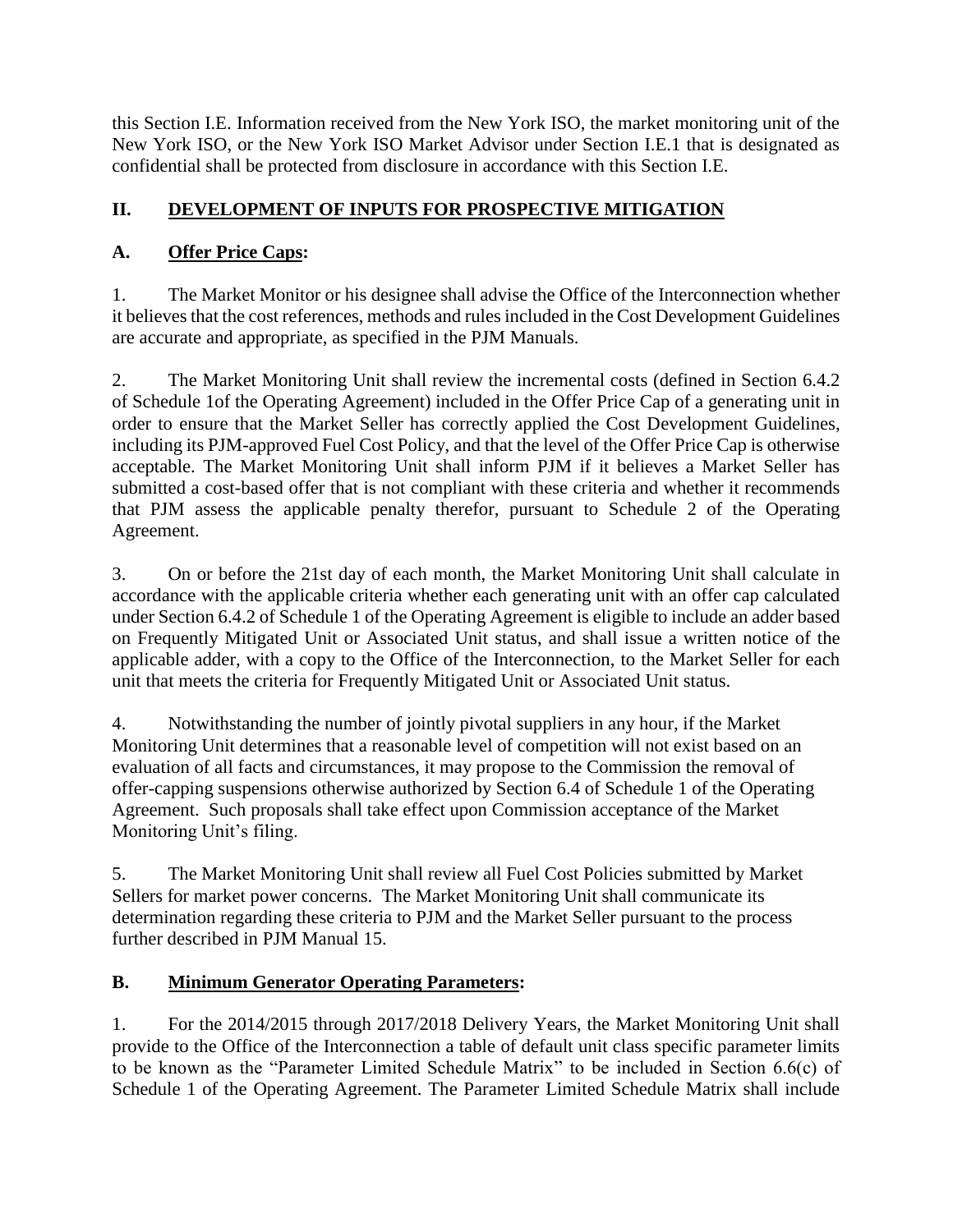this Section I.E. Information received from the New York ISO, the market monitoring unit of the New York ISO, or the New York ISO Market Advisor under Section I.E.1 that is designated as confidential shall be protected from disclosure in accordance with this Section I.E.

## II. DEVELOPMENT OF INPUTS FOR PROSPECTIVE MITIGATION

### A. Offer Price Caps:

1. The Market Monitor or his designee shall advise the Office of the Interconnection whether it believes that the cost references, methods and rules included in the Cost Development Guidelines are accurate and appropriate, as specified in the PJM Manuals.

2. The Market Monitoring Unit shall review the incremental costs (defined in Section 6.4.2 of Schedule 1of the Operating Agreement) included in the Offer Price Cap of a generating unit in order to ensure that the Market Seller has correctly applied the Cost Development Guidelines, including its PJM-approved Fuel Cost Policy, and that the level of the Offer Price Cap is otherwise acceptable. The Market Monitoring Unit shall inform PJM if it believes a Market Seller has submitted a cost-based offer that is not compliant with these criteria and whether it recommends that PJM assess the applicable penalty therefor, pursuant to Schedule 2 of the Operating Agreement.

3. On or before the 21st day of each month, the Market Monitoring Unit shall calculate in accordance with the applicable criteria whether each generating unit with an offer cap calculated under Section 6.4.2 of Schedule 1 of the Operating Agreement is eligible to include an adder based on Frequently Mitigated Unit or Associated Unit status, and shall issue a written notice of the applicable adder, with a copy to the Office of the Interconnection, to the Market Seller for each unit that meets the criteria for Frequently Mitigated Unit or Associated Unit status.

4. Notwithstanding the number of jointly pivotal suppliers in any hour, if the Market Monitoring Unit determines that a reasonable level of competition will not exist based on an evaluation of all facts and circumstances, it may propose to the Commission the removal of offer-capping suspensions otherwise authorized by Section 6.4 of Schedule 1 of the Operating Agreement. Such proposals shall take effect upon Commission acceptance of the Market Monitoring Unit's filing.

5. The Market Monitoring Unit shall review all Fuel Cost Policies submitted by Market Sellers for market power concerns. The Market Monitoring Unit shall communicate its determination regarding these criteria to PJM and the Market Seller pursuant to the process further described in PJM Manual 15.

### B. Minimum Generator Operating Parameters:

1. For the 2014/2015 through 2017/2018 Delivery Years, the Market Monitoring Unit shall provide to the Office of the Interconnection a table of default unit class specific parameter limits to be known as the "Parameter Limited Schedule Matrix" to be included in Section 6.6(c) of Schedule 1 of the Operating Agreement. The Parameter Limited Schedule Matrix shall include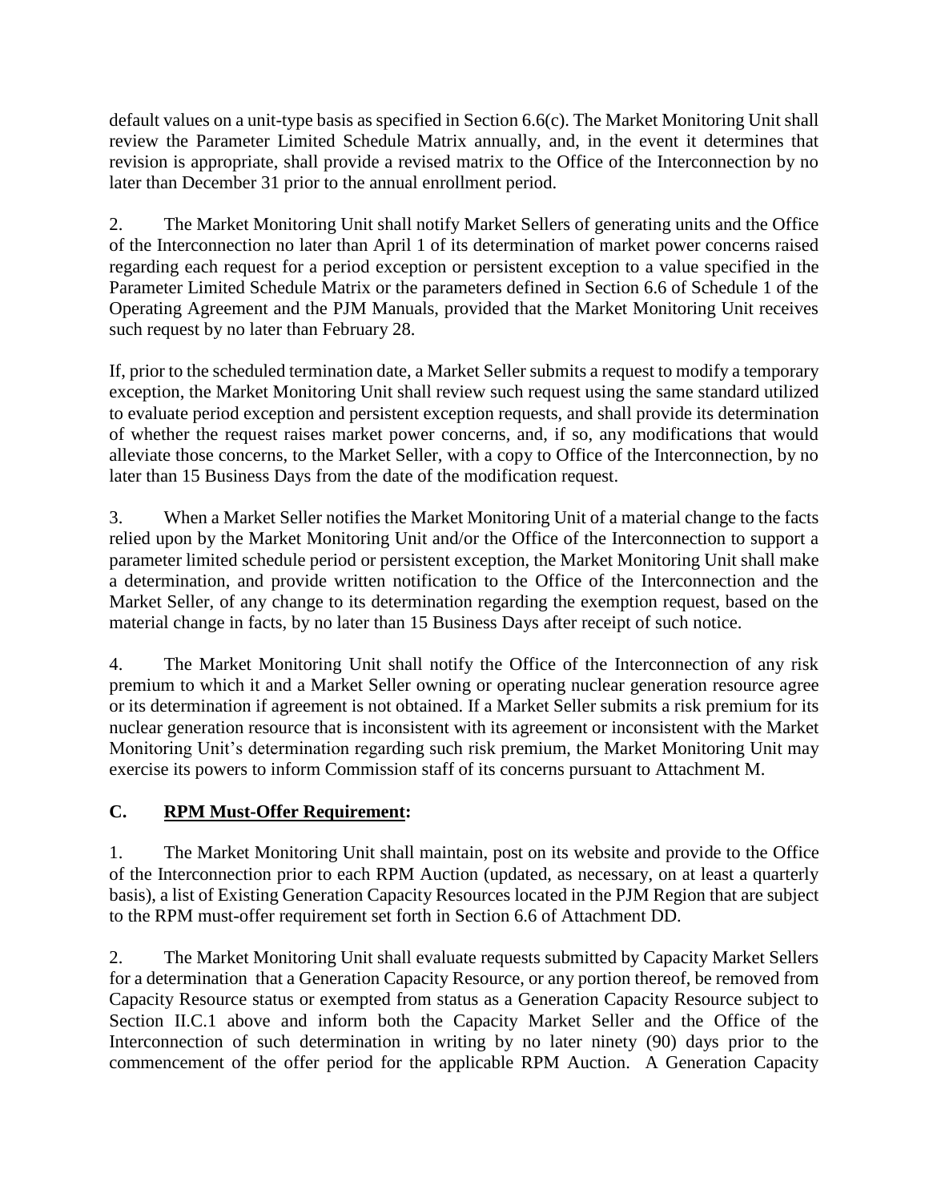default values on a unit-type basis as specified in Section 6.6(c). The Market Monitoring Unit shall review the Parameter Limited Schedule Matrix annually, and, in the event it determines that revision is appropriate, shall provide a revised matrix to the Office of the Interconnection by no later than December 31 prior to the annual enrollment period.

2. The Market Monitoring Unit shall notify Market Sellers of generating units and the Office of the Interconnection no later than April 1 of its determination of market power concerns raised regarding each request for a period exception or persistent exception to a value specified in the Parameter Limited Schedule Matrix or the parameters defined in Section 6.6 of Schedule 1 of the Operating Agreement and the PJM Manuals, provided that the Market Monitoring Unit receives such request by no later than February 28.

If, prior to the scheduled termination date, a Market Seller submits a request to modify a temporary exception, the Market Monitoring Unit shall review such request using the same standard utilized to evaluate period exception and persistent exception requests, and shall provide its determination of whether the request raises market power concerns, and, if so, any modifications that would alleviate those concerns, to the Market Seller, with a copy to Office of the Interconnection, by no later than 15 Business Days from the date of the modification request.

3. When a Market Seller notifies the Market Monitoring Unit of a material change to the facts relied upon by the Market Monitoring Unit and/or the Office of the Interconnection to support a parameter limited schedule period or persistent exception, the Market Monitoring Unit shall make a determination, and provide written notification to the Office of the Interconnection and the Market Seller, of any change to its determination regarding the exemption request, based on the material change in facts, by no later than 15 Business Days after receipt of such notice.

4. The Market Monitoring Unit shall notify the Office of the Interconnection of any risk premium to which it and a Market Seller owning or operating nuclear generation resource agree or its determination if agreement is not obtained. If a Market Seller submits a risk premium for its nuclear generation resource that is inconsistent with its agreement or inconsistent with the Market Monitoring Unit's determination regarding such risk premium, the Market Monitoring Unit may exercise its powers to inform Commission staff of its concerns pursuant to Attachment M.

### C. RPM Must-Offer Requirement:

1. The Market Monitoring Unit shall maintain, post on its website and provide to the Office of the Interconnection prior to each RPM Auction (updated, as necessary, on at least a quarterly basis), a list of Existing Generation Capacity Resources located in the PJM Region that are subject to the RPM must-offer requirement set forth in Section 6.6 of Attachment DD.

2. The Market Monitoring Unit shall evaluate requests submitted by Capacity Market Sellers for a determination that a Generation Capacity Resource, or any portion thereof, be removed from Capacity Resource status or exempted from status as a Generation Capacity Resource subject to Section II.C.1 above and inform both the Capacity Market Seller and the Office of the Interconnection of such determination in writing by no later ninety (90) days prior to the commencement of the offer period for the applicable RPM Auction. A Generation Capacity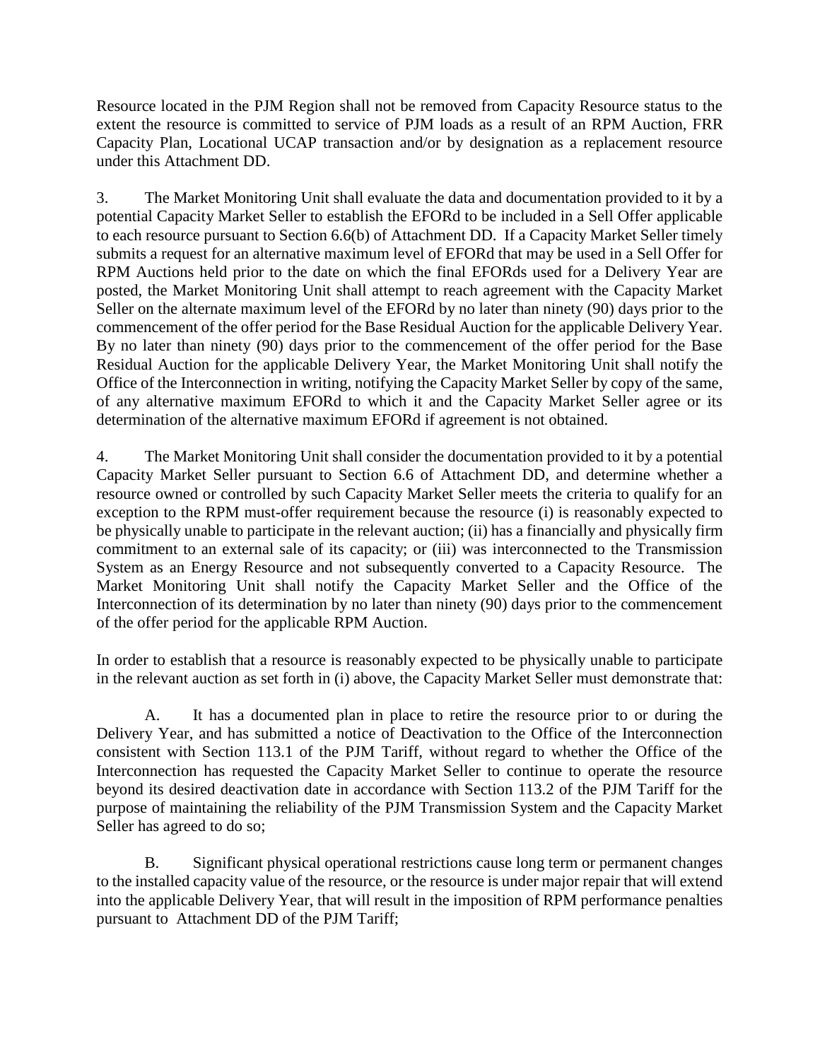Resource located in the PJM Region shall not be removed from Capacity Resource status to the extent the resource is committed to service of PJM loads as a result of an RPM Auction, FRR Capacity Plan, Locational UCAP transaction and/or by designation as a replacement resource under this Attachment DD.

3. The Market Monitoring Unit shall evaluate the data and documentation provided to it by a potential Capacity Market Seller to establish the EFORd to be included in a Sell Offer applicable to each resource pursuant to Section 6.6(b) of Attachment DD. If a Capacity Market Seller timely submits a request for an alternative maximum level of EFORd that may be used in a Sell Offer for RPM Auctions held prior to the date on which the final EFORds used for a Delivery Year are posted, the Market Monitoring Unit shall attempt to reach agreement with the Capacity Market Seller on the alternate maximum level of the EFORd by no later than ninety (90) days prior to the commencement of the offer period for the Base Residual Auction for the applicable Delivery Year. By no later than ninety (90) days prior to the commencement of the offer period for the Base Residual Auction for the applicable Delivery Year, the Market Monitoring Unit shall notify the Office of the Interconnection in writing, notifying the Capacity Market Seller by copy of the same, of any alternative maximum EFORd to which it and the Capacity Market Seller agree or its determination of the alternative maximum EFORd if agreement is not obtained.

4. The Market Monitoring Unit shall consider the documentation provided to it by a potential Capacity Market Seller pursuant to Section 6.6 of Attachment DD, and determine whether a resource owned or controlled by such Capacity Market Seller meets the criteria to qualify for an exception to the RPM must-offer requirement because the resource (i) is reasonably expected to be physically unable to participate in the relevant auction; (ii) has a financially and physically firm commitment to an external sale of its capacity; or (iii) was interconnected to the Transmission System as an Energy Resource and not subsequently converted to a Capacity Resource. The Market Monitoring Unit shall notify the Capacity Market Seller and the Office of the Interconnection of its determination by no later than ninety (90) days prior to the commencement of the offer period for the applicable RPM Auction.

In order to establish that a resource is reasonably expected to be physically unable to participate in the relevant auction as set forth in (i) above, the Capacity Market Seller must demonstrate that:

A. It has a documented plan in place to retire the resource prior to or during the Delivery Year, and has submitted a notice of Deactivation to the Office of the Interconnection consistent with Section 113.1 of the PJM Tariff, without regard to whether the Office of the Interconnection has requested the Capacity Market Seller to continue to operate the resource beyond its desired deactivation date in accordance with Section 113.2 of the PJM Tariff for the purpose of maintaining the reliability of the PJM Transmission System and the Capacity Market Seller has agreed to do so;

B. Significant physical operational restrictions cause long term or permanent changes to the installed capacity value of the resource, or the resource is under major repair that will extend into the applicable Delivery Year, that will result in the imposition of RPM performance penalties pursuant to Attachment DD of the PJM Tariff;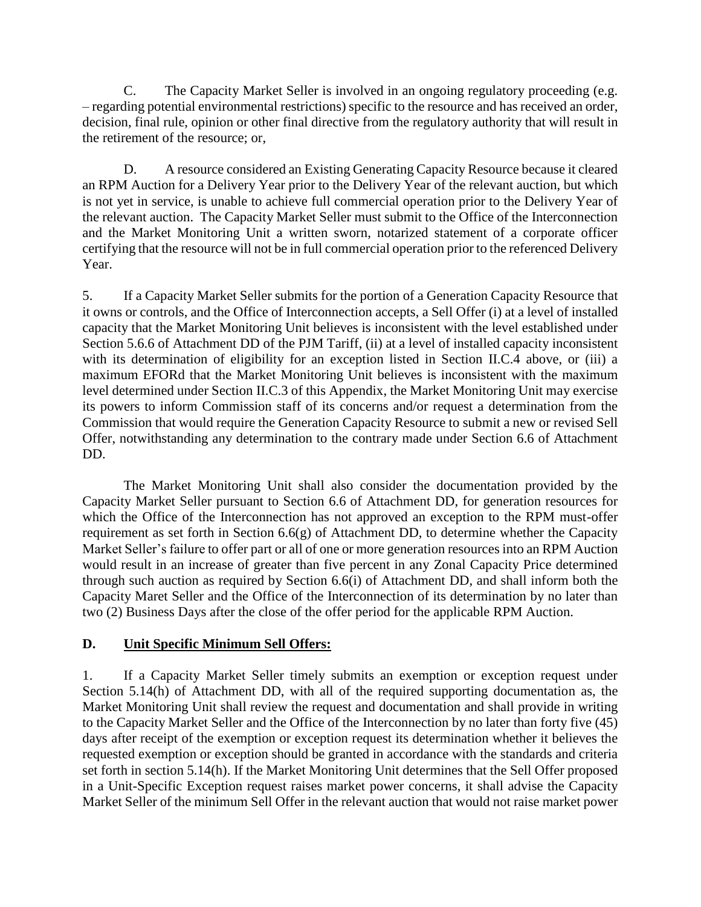C. The Capacity Market Seller is involved in an ongoing regulatory proceeding (e.g. – regarding potential environmental restrictions) specific to the resource and has received an order, decision, final rule, opinion or other final directive from the regulatory authority that will result in the retirement of the resource; or,

D. A resource considered an Existing Generating Capacity Resource because it cleared an RPM Auction for a Delivery Year prior to the Delivery Year of the relevant auction, but which is not yet in service, is unable to achieve full commercial operation prior to the Delivery Year of the relevant auction. The Capacity Market Seller must submit to the Office of the Interconnection and the Market Monitoring Unit a written sworn, notarized statement of a corporate officer certifying that the resource will not be in full commercial operation prior to the referenced Delivery Year.

5. If a Capacity Market Seller submits for the portion of a Generation Capacity Resource that it owns or controls, and the Office of Interconnection accepts, a Sell Offer (i) at a level of installed capacity that the Market Monitoring Unit believes is inconsistent with the level established under Section 5.6.6 of Attachment DD of the PJM Tariff, (ii) at a level of installed capacity inconsistent with its determination of eligibility for an exception listed in Section II.C.4 above, or (iii) a maximum EFORd that the Market Monitoring Unit believes is inconsistent with the maximum level determined under Section II.C.3 of this Appendix, the Market Monitoring Unit may exercise its powers to inform Commission staff of its concerns and/or request a determination from the Commission that would require the Generation Capacity Resource to submit a new or revised Sell Offer, notwithstanding any determination to the contrary made under Section 6.6 of Attachment DD.

The Market Monitoring Unit shall also consider the documentation provided by the Capacity Market Seller pursuant to Section 6.6 of Attachment DD, for generation resources for which the Office of the Interconnection has not approved an exception to the RPM must-offer requirement as set forth in Section 6.6(g) of Attachment DD, to determine whether the Capacity Market Seller's failure to offer part or all of one or more generation resources into an RPM Auction would result in an increase of greater than five percent in any Zonal Capacity Price determined through such auction as required by Section 6.6(i) of Attachment DD, and shall inform both the Capacity Maret Seller and the Office of the Interconnection of its determination by no later than two (2) Business Days after the close of the offer period for the applicable RPM Auction.

## D. <u>Unit Specific Minimum Sell Offers:</u>

1. If a Capacity Market Seller timely submits an exemption or exception request under Section 5.14(h) of Attachment DD, with all of the required supporting documentation as, the Market Monitoring Unit shall review the request and documentation and shall provide in writing to the Capacity Market Seller and the Office of the Interconnection by no later than forty five (45) days after receipt of the exemption or exception request its determination whether it believes the requested exemption or exception should be granted in accordance with the standards and criteria set forth in section 5.14(h). If the Market Monitoring Unit determines that the Sell Offer proposed in a Unit-Specific Exception request raises market power concerns, it shall advise the Capacity Market Seller of the minimum Sell Offer in the relevant auction that would not raise market power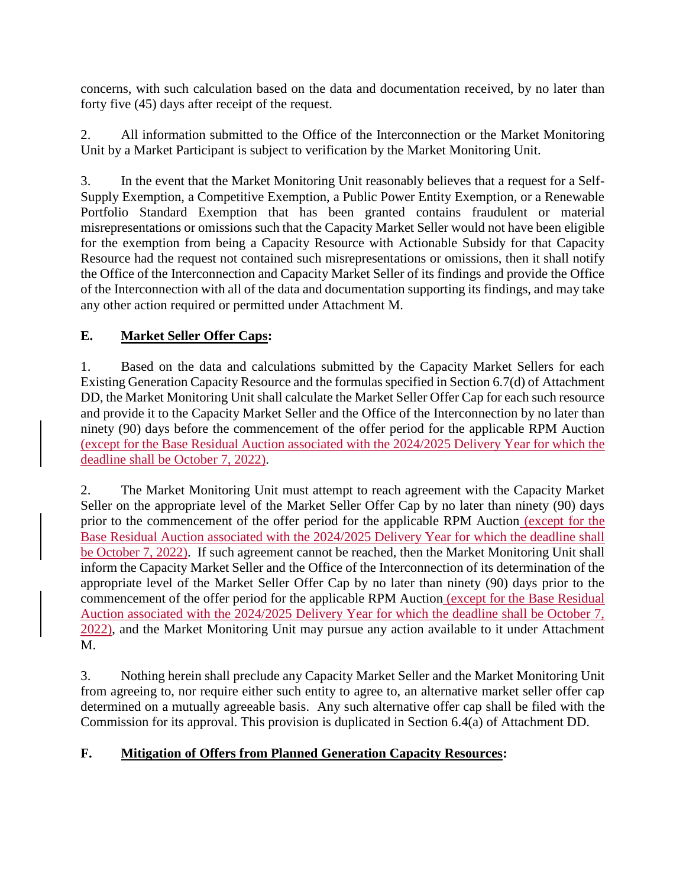concerns, with such calculation based on the data and documentation received, by no later than forty five (45) days after receipt of the request.

2. All information submitted to the Office of the Interconnection or the Market Monitoring Unit by a Market Participant is subject to verification by the Market Monitoring Unit.

3. In the event that the Market Monitoring Unit reasonably believes that a request for a Self-Supply Exemption, a Competitive Exemption, a Public Power Entity Exemption, or a Renewable Portfolio Standard Exemption that has been granted contains fraudulent or material misrepresentations or omissions such that the Capacity Market Seller would not have been eligible for the exemption from being a Capacity Resource with Actionable Subsidy for that Capacity Resource had the request not contained such misrepresentations or omissions, then it shall notify the Office of the Interconnection and Capacity Market Seller of its findings and provide the Office of the Interconnection with all of the data and documentation supporting its findings, and may take any other action required or permitted under Attachment M.

**E. Market Seller Offer Caps:**

1. Based on the data and calculations submitted by the Capacity Market Sellers for each Existing Generation Capacity Resource and the formulas specified in Section 6.7(d) of Attachment DD, the Market Monitoring Unit shall calculate the Market Seller Offer Cap for each such resource and provide it to the Capacity Market Seller and the Office of the Interconnection by no later than ninety (90) days before the commencement of the offer period for the applicable RPM Auction (except for the Base Residual Auction associated with the 2024/2025 Delivery Year for which the deadline shall be October 7, 2022).

2. The Market Monitoring Unit must attempt to reach agreement with the Capacity Market Seller on the appropriate level of the Market Seller Offer Cap by no later than ninety (90) days prior to the commencement of the offer period for the applicable RPM Auction (except for the Base Residual Auction associated with the 2024/2025 Delivery Year for which the deadline shall be October 7, 2022). If such agreement cannot be reached, then the Market Monitoring Unit shall inform the Capacity Market Seller and the Office of the Interconnection of its determination of the appropriate level of the Market Seller Offer Cap by no later than ninety (90) days prior to the commencement of the offer period for the applicable RPM Auction (except for the Base Residual Auction associated with the 2024/2025 Delivery Year for which the deadline shall be October 7, 2022), and the Market Monitoring Unit may pursue any action available to it under Attachment M.

3. Nothing herein shall preclude any Capacity Market Seller and the Market Monitoring Unit from agreeing to, nor require either such entity to agree to, an alternative market seller offer cap determined on a mutually agreeable basis. Any such alternative offer cap shall be filed with the Commission for its approval. This provision is duplicated in Section 6.4(a) of Attachment DD.

**F. Mitigation of Offers from Planned Generation Capacity Resources:**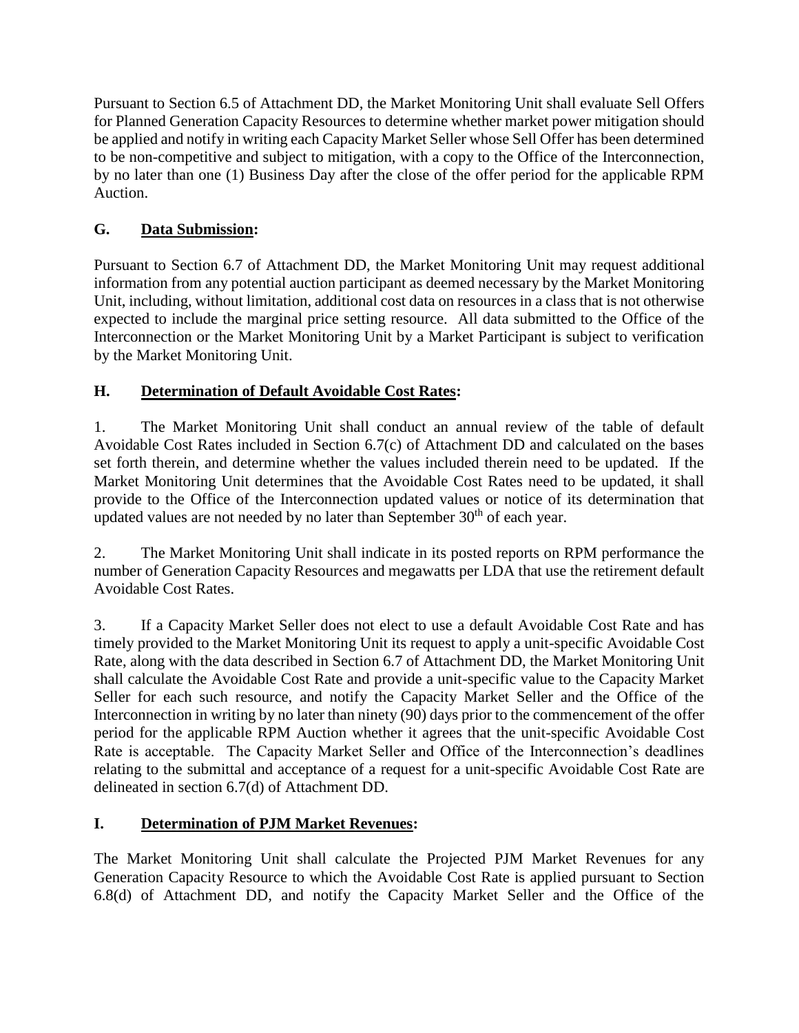Pursuant to Section 6.5 of Attachment DD, the Market Monitoring Unit shall evaluate Sell Offers for Planned Generation Capacity Resources to determine whether market power mitigation should be applied and notify in writing each Capacity Market Seller whose Sell Offer has been determined to be non-competitive and subject to mitigation, with a copy to the Office of the Interconnection, by no later than one (1) Business Day after the close of the offer period for the applicable RPM Auction.

## G. **Data Submission:**

Pursuant to Section 6.7 of Attachment DD, the Market Monitoring Unit may request additional information from any potential auction participant as deemed necessary by the Market Monitoring Unit, including, without limitation, additional cost data on resources in a class that is not otherwise expected to include the marginal price setting resource. All data submitted to the Office of the Interconnection or the Market Monitoring Unit by a Market Participant is subject to verification by the Market Monitoring Unit.

## H. **Determination of Default Avoidable Cost Rates:**

1. The Market Monitoring Unit shall conduct an annual review of the table of default Avoidable Cost Rates included in Section 6.7(c) of Attachment DD and calculated on the bases set forth therein, and determine whether the values included therein need to be updated. If the Market Monitoring Unit determines that the Avoidable Cost Rates need to be updated, it shall provide to the Office of the Interconnection updated values or notice of its determination that updated values are not needed by no later than September 30th of each year.

2. The Market Monitoring Unit shall indicate in its posted reports on RPM performance the number of Generation Capacity Resources and megawatts per LDA that use the retirement default Avoidable Cost Rates.

3. If a Capacity Market Seller does not elect to use a default Avoidable Cost Rate and has timely provided to the Market Monitoring Unit its request to apply a unit-specific Avoidable Cost Rate, along with the data described in Section 6.7 of Attachment DD, the Market Monitoring Unit shall calculate the Avoidable Cost Rate and provide a unit-specific value to the Capacity Market Seller for each such resource, and notify the Capacity Market Seller and the Office of the Interconnection in writing by no later than ninety (90) days prior to the commencement of the offer period for the applicable RPM Auction whether it agrees that the unit-specific Avoidable Cost Rate is acceptable. The Capacity Market Seller and Office of the Interconnection's deadlines relating to the submittal and acceptance of a request for a unit-specific Avoidable Cost Rate are delineated in section 6.7(d) of Attachment DD.

## I. **Determination of PJM Market Revenues:**

The Market Monitoring Unit shall calculate the Projected PJM Market Revenues for any Generation Capacity Resource to which the Avoidable Cost Rate is applied pursuant to Section 6.8(d) of Attachment DD, and notify the Capacity Market Seller and the Office of the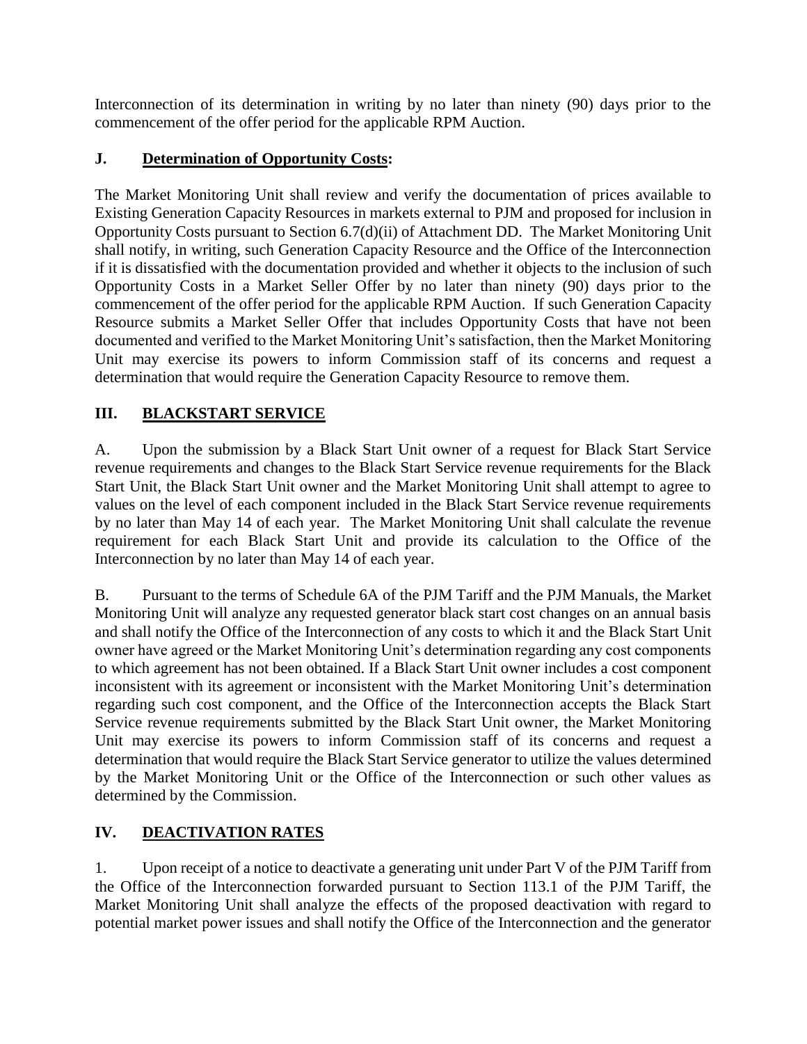Interconnection of its determination in writing by no later than ninety (90) days prior to the commencement of the offer period for the applicable RPM Auction.

### J. Determination of Opportunity Costs:

The Market Monitoring Unit shall review and verify the documentation of prices available to Existing Generation Capacity Resources in markets external to PJM and proposed for inclusion in Opportunity Costs pursuant to Section 6.7(d)(ii) of Attachment DD. The Market Monitoring Unit shall notify, in writing, such Generation Capacity Resource and the Office of the Interconnection if it is dissatisfied with the documentation provided and whether it objects to the inclusion of such Opportunity Costs in a Market Seller Offer by no later than ninety (90) days prior to the commencement of the offer period for the applicable RPM Auction. If such Generation Capacity Resource submits a Market Seller Offer that includes Opportunity Costs that have not been documented and verified to the Market Monitoring Unit's satisfaction, then the Market Monitoring Unit may exercise its powers to inform Commission staff of its concerns and request a determination that would require the Generation Capacity Resource to remove them.

## III. BLACKSTART SERVICE

A. Upon the submission by a Black Start Unit owner of a request for Black Start Service revenue requirements and changes to the Black Start Service revenue requirements for the Black Start Unit, the Black Start Unit owner and the Market Monitoring Unit shall attempt to agree to values on the level of each component included in the Black Start Service revenue requirements by no later than May 14 of each year. The Market Monitoring Unit shall calculate the revenue requirement for each Black Start Unit and provide its calculation to the Office of the Interconnection by no later than May 14 of each year.

B. Pursuant to the terms of Schedule 6A of the PJM Tariff and the PJM Manuals, the Market Monitoring Unit will analyze any requested generator black start cost changes on an annual basis and shall notify the Office of the Interconnection of any costs to which it and the Black Start Unit owner have agreed or the Market Monitoring Unit's determination regarding any cost components to which agreement has not been obtained. If a Black Start Unit owner includes a cost component inconsistent with its agreement or inconsistent with the Market Monitoring Unit's determination regarding such cost component, and the Office of the Interconnection accepts the Black Start Service revenue requirements submitted by the Black Start Unit owner, the Market Monitoring Unit may exercise its powers to inform Commission staff of its concerns and request a determination that would require the Black Start Service generator to utilize the values determined by the Market Monitoring Unit or the Office of the Interconnection or such other values as determined by the Commission.

## IV. DEACTIVATION RATES

1. Upon receipt of a notice to deactivate a generating unit under Part V of the PJM Tariff from the Office of the Interconnection forwarded pursuant to Section 113.1 of the PJM Tariff, the Market Monitoring Unit shall analyze the effects of the proposed deactivation with regard to potential market power issues and shall notify the Office of the Interconnection and the generator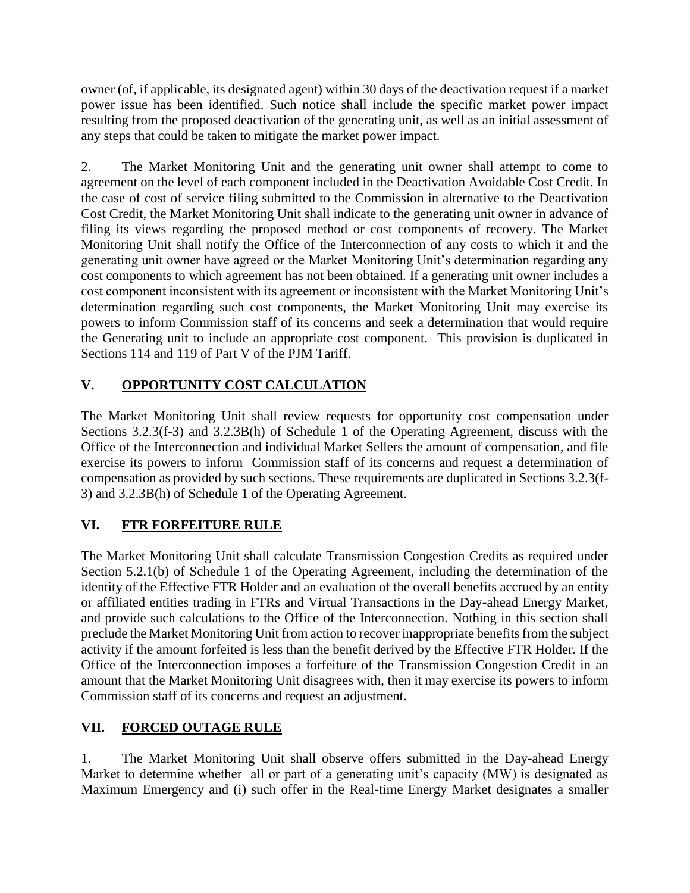owner (of, if applicable, its designated agent) within 30 days of the deactivation request if a market power issue has been identified. Such notice shall include the specific market power impact resulting from the proposed deactivation of the generating unit, as well as an initial assessment of any steps that could be taken to mitigate the market power impact.

2. The Market Monitoring Unit and the generating unit owner shall attempt to come to agreement on the level of each component included in the Deactivation Avoidable Cost Credit. In the case of cost of service filing submitted to the Commission in alternative to the Deactivation Cost Credit, the Market Monitoring Unit shall indicate to the generating unit owner in advance of filing its views regarding the proposed method or cost components of recovery. The Market Monitoring Unit shall notify the Office of the Interconnection of any costs to which it and the generating unit owner have agreed or the Market Monitoring Unit's determination regarding any cost components to which agreement has not been obtained. If a generating unit owner includes a cost component inconsistent with its agreement or inconsistent with the Market Monitoring Unit's determination regarding such cost components, the Market Monitoring Unit may exercise its powers to inform Commission staff of its concerns and seek a determination that would require the Generating unit to include an appropriate cost component. This provision is duplicated in Sections 114 and 119 of Part V of the PJM Tariff.

## V. OPPORTUNITY COST CALCULATION

The Market Monitoring Unit shall review requests for opportunity cost compensation under Sections 3.2.3(f-3) and 3.2.3B(h) of Schedule 1 of the Operating Agreement, discuss with the Office of the Interconnection and individual Market Sellers the amount of compensation, and file exercise its powers to inform Commission staff of its concerns and request a determination of compensation as provided by such sections. These requirements are duplicated in Sections 3.2.3(f-3) and 3.2.3B(h) of Schedule 1 of the Operating Agreement.

## VI. FTR FORFEITURE RULE

The Market Monitoring Unit shall calculate Transmission Congestion Credits as required under Section 5.2.1(b) of Schedule 1 of the Operating Agreement, including the determination of the identity of the Effective FTR Holder and an evaluation of the overall benefits accrued by an entity or affiliated entities trading in FTRs and Virtual Transactions in the Day-ahead Energy Market, and provide such calculations to the Office of the Interconnection. Nothing in this section shall preclude the Market Monitoring Unit from action to recover inappropriate benefits from the subject activity if the amount forfeited is less than the benefit derived by the Effective FTR Holder. If the Office of the Interconnection imposes a forfeiture of the Transmission Congestion Credit in an amount that the Market Monitoring Unit disagrees with, then it may exercise its powers to inform Commission staff of its concerns and request an adjustment.

## VII. FORCED OUTAGE RULE

1. The Market Monitoring Unit shall observe offers submitted in the Day-ahead Energy Market to determine whether all or part of a generating unit's capacity (MW) is designated as Maximum Emergency and (i) such offer in the Real-time Energy Market designates a smaller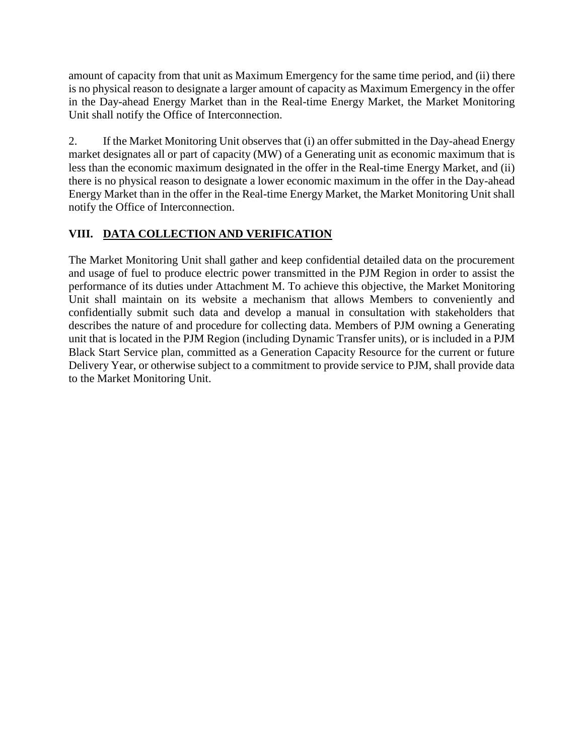amount of capacity from that unit as Maximum Emergency for the same time period, and (ii) there is no physical reason to designate a larger amount of capacity as Maximum Emergency in the offer in the Day-ahead Energy Market than in the Real-time Energy Market, the Market Monitoring Unit shall notify the Office of Interconnection.

2. If the Market Monitoring Unit observes that (i) an offer submitted in the Day-ahead Energy market designates all or part of capacity (MW) of a Generating unit as economic maximum that is less than the economic maximum designated in the offer in the Real-time Energy Market, and (ii) there is no physical reason to designate a lower economic maximum in the offer in the Day-ahead Energy Market than in the offer in the Real-time Energy Market, the Market Monitoring Unit shall notify the Office of Interconnection.

## VIII. DATA COLLECTION AND VERIFICATION

The Market Monitoring Unit shall gather and keep confidential detailed data on the procurement and usage of fuel to produce electric power transmitted in the PJM Region in order to assist the performance of its duties under Attachment M. To achieve this objective, the Market Monitoring Unit shall maintain on its website a mechanism that allows Members to conveniently and confidentially submit such data and develop a manual in consultation with stakeholders that describes the nature of and procedure for collecting data. Members of PJM owning a Generating unit that is located in the PJM Region (including Dynamic Transfer units), or is included in a PJM Black Start Service plan, committed as a Generation Capacity Resource for the current or future Delivery Year, or otherwise subject to a commitment to provide service to PJM, shall provide data to the Market Monitoring Unit.